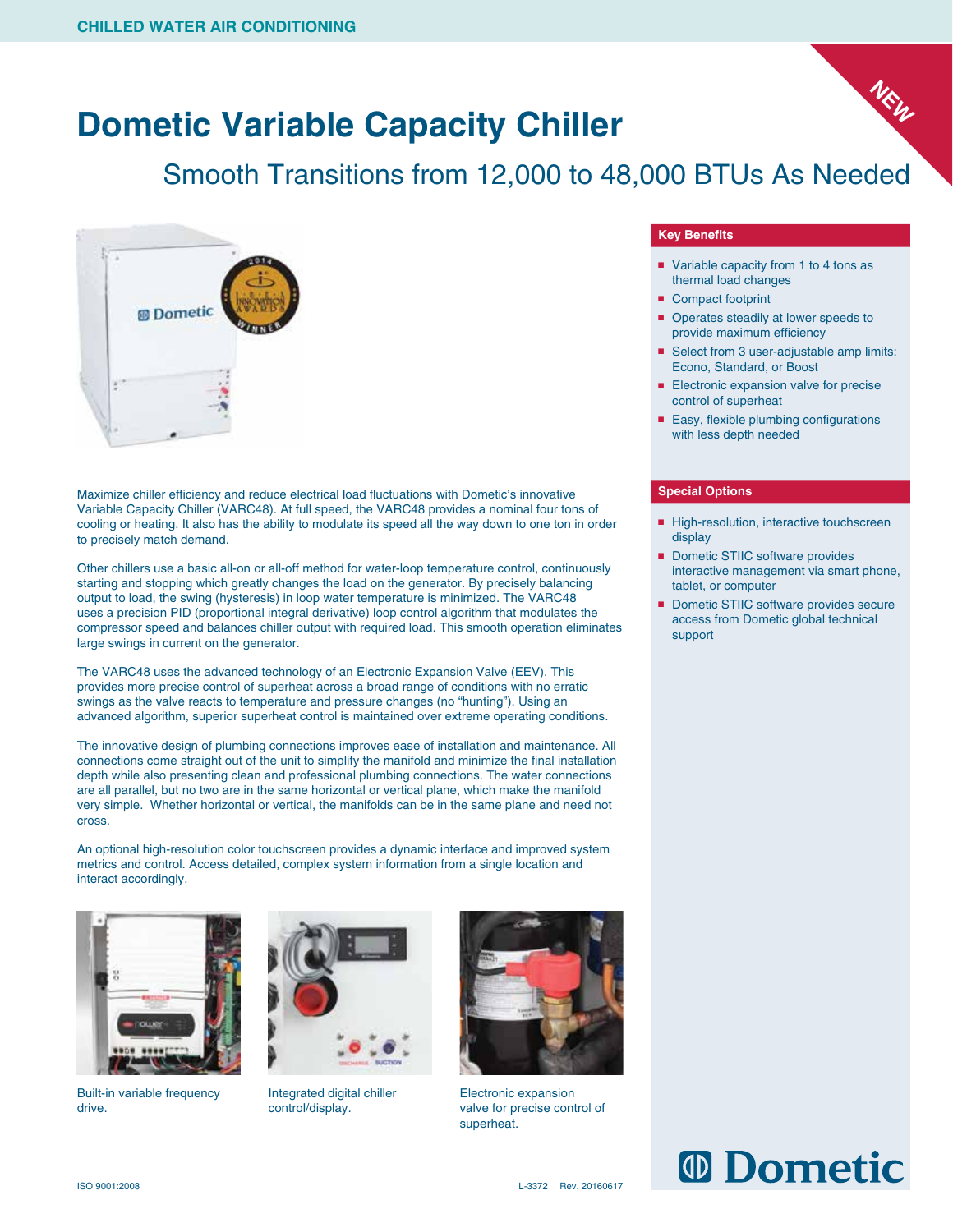CHILLED WATER AIR CONDITIONING

NEW

# Dometic Variable Capacity Chiller

## Smooth Transitions from 12,000 to 48,000 BTUs As Needed

Maximize chiller efficiency and reduce electrical load fluctuations with Dometic's innovative Variable Capacity Chiller (VARC48). At full speed, the VARC48 provides a nominal four tons of cooling or heating. It also has the ability to modulate its speed all the way down to one ton in order to precisely match demand.

Other chillers use a basic all-on or all-off method for water-loop temperature control, continuously starting and stopping which greatly changes the load on the generator. By precisely balancing output to load, the swing (hysteresis) in loop water temperature is minimized. The VARC48 uses a precision PID (proportional integral derivative) loop control algorithm that modulates the compressor speed and balances chiller output with required load. This smooth operation eliminates large swings in current on the generator.

The VARC48 uses the advanced technology of an Electronic Expansion Valve (EEV). This provides more precise control of superheat across a broad range of conditions with no erratic swings as the valve reacts to temperature and pressure changes (no "hunting"). Using an advanced algorithm, superior superheat control is maintained over extreme operating conditions.

The innovative design of plumbing connections improves ease of installation and maintenance. All connections come straight out of the unit to simplify the manifold and minimize the final installation depth while also presenting clean and professional plumbing connections. The water connections are all parallel, but no two are in the same horizontal or vertical plane, which make the manifold very simple. Whether horizontal or vertical, the manifolds can be in the same plane and need not cross.

An optional high-resolution color touchscreen provides a dynamic interface and improved system metrics and control. Access detailed, complex system information from a single location and interact accordingly.

Built-in variable frequency drive.

Integrated digital chiller control/display.

Electronic expansion valve for precise control of superheat.

### Key Benefits

- Variable capacity from 1 to 4 tons as thermal load changes
- Compact footprint
- Operates steadily at lower speeds to provide maximum efficiency
- Select from 3 user-adjustable amp limits: Econo, Standard, or Boost
- Electronic expansion valve for precise control of superheat
- Easy, flexible plumbing configurations with less depth needed

### Special Options

- High-resolution, interactive touchscreen display
- Dometic STIIC software provides interactive management via smart phone, tablet, or computer
- Dometic STIIC software provides secure access from Dometic global technical support

Dometic

ISO 9001:2008    L-3372    Rev. 20160617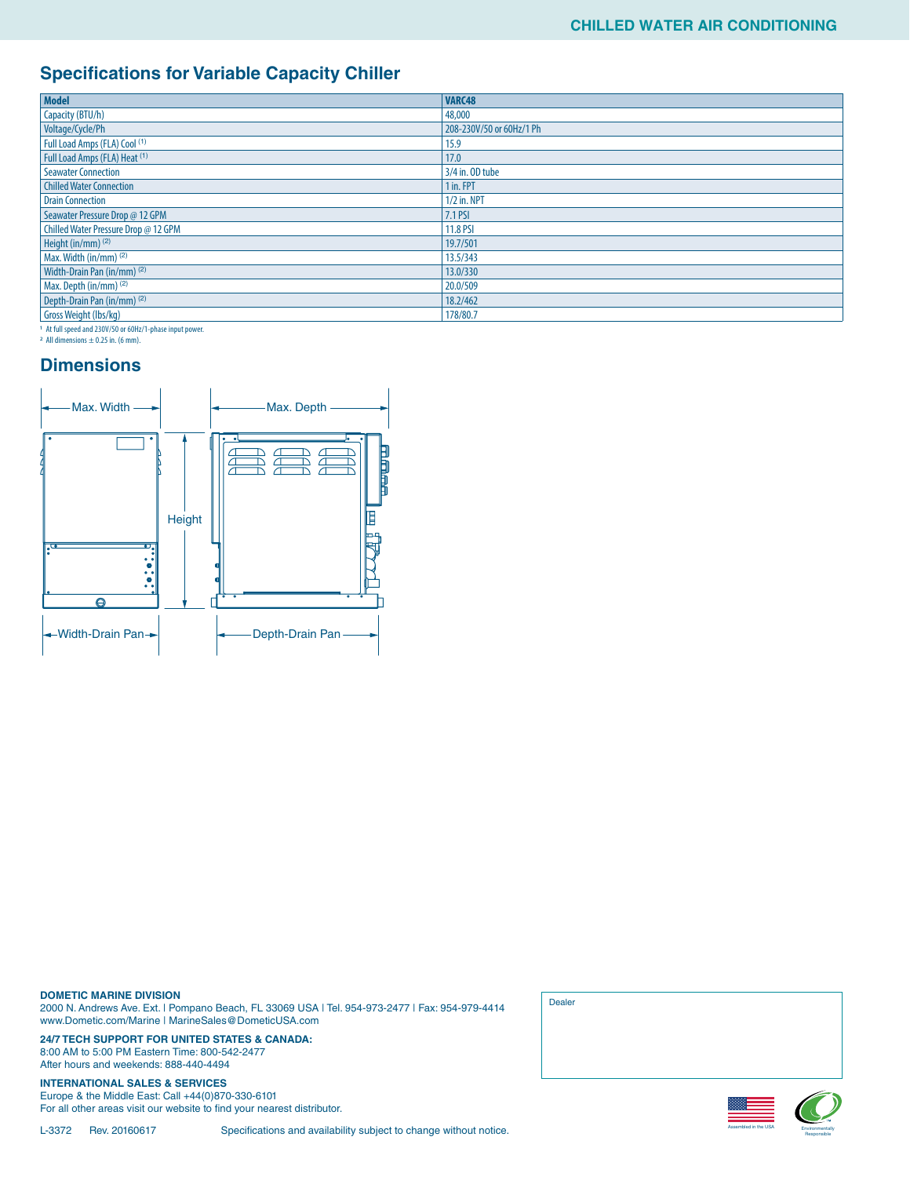## Specifications for Variable Capacity Chiller

| Model | VARC48 |
|---|---|
| Capacity (BTU/h) | 48,000 |
| Voltage/Cycle/Ph | 208-230V/50 or 60Hz/1 Ph |
| Full Load Amps (FLA) Cool [1] | 15.9 |
| Full Load Amps (FLA) Heat [1] | 17.0 |
| Seawater Connection | 3/4 in. OD tube |
| Chilled Water Connection | 1 in. FPT |
| Drain Connection | 1/2 in. NPT |
| Seawater Pressure Drop @ 12 GPM | 7.1 PSI |
| Chilled Water Pressure Drop @ 12 GPM | 11.8 PSI |
| Height (in/mm) [2] | 19.7/501 |
| Max. Width (in/mm) [2] | 13.5/343 |
| Width-Drain Pan (in/mm) [2] | 13.0/330 |
| Max. Depth (in/mm) [2] | 20.0/509 |
| Depth-Drain Pan (in/mm) [2] | 18.2/462 |
| Gross Weight (lbs/kg) | 178/80.7 |

[1] At full speed and 230V/50 or 60Hz/1-phase input power.
[2] All dimensions ± 0.25 in. (6 mm).

## Dimensions

Max. Width

Max. Depth

Height

Width-Drain Pan

Depth-Drain Pan

**DOMETIC MARINE DIVISION**
2000 N. Andrews Ave. Ext. | Pompano Beach, FL 33069 USA | Tel. 954-973-2477 | Fax: 954-979-4414
www.Dometic.com/Marine | MarineSales@DometicUSA.com

**24/7 TECH SUPPORT FOR UNITED STATES & CANADA:**
8:00 AM to 5:00 PM Eastern Time: 800-542-2477
After hours and weekends: 888-440-4494

**INTERNATIONAL SALES & SERVICES**
Europe & the Middle East: Call +44(0)870-330-6101
For all other areas visit our website to find your nearest distributor.

Dealer

Assembled in the USA

Environmentally Responsible

L-3372 Rev. 20160617 Specifications and availability subject to change without notice.